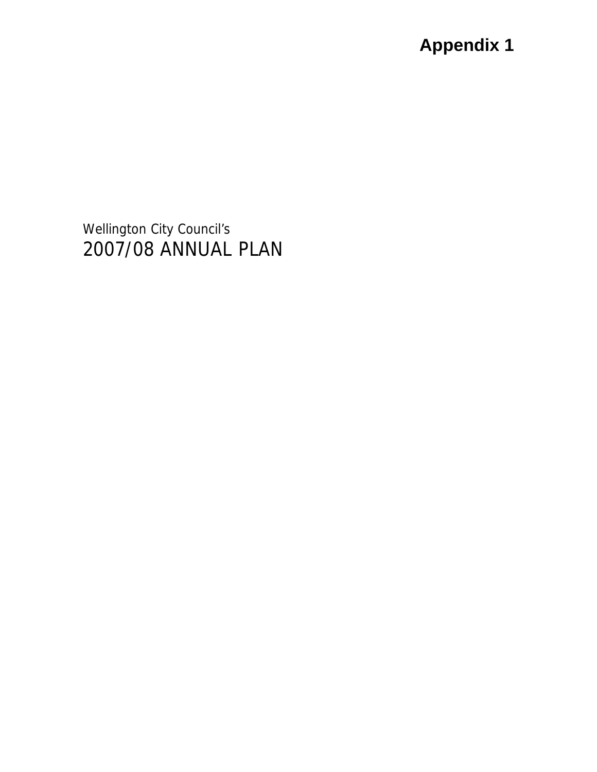**Appendix 1**

Wellington City Council's

# 2007/08 ANNUAL PLAN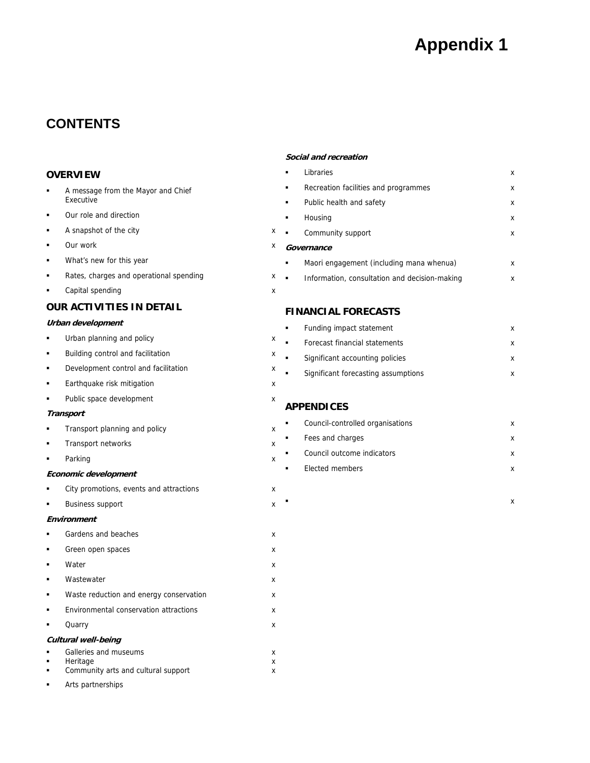# Appendix 1

## CONTENTS

### OVERVIEW

- A message from the Mayor and Chief Executive
- Our role and direction
- A snapshot of the city x
- Our work x
- What's new for this year
- Rates, charges and operational spending x
- Capital spending x

### OUR ACTIVITIES IN DETAIL

***Urban development***

- Urban planning and policy x
- Building control and facilitation x
- Development control and facilitation x
- Earthquake risk mitigation x
- Public space development x

***Transport***

- Transport planning and policy x
- Transport networks x
- Parking x

***Economic development***

- City promotions, events and attractions x
- Business support x

***Environment***

- Gardens and beaches x
- Green open spaces x
- Water x
- Wastewater x
- Waste reduction and energy conservation x
- Environmental conservation attractions x
- Quarry x

***Cultural well-being***

- Galleries and museums x
- Heritage x
- Community arts and cultural support x
- Arts partnerships

***Social and recreation***

- Libraries x
- Recreation facilities and programmes x
- Public health and safety x
- Housing x
- Community support x

***Governance***

- Maori engagement (including mana whenua) x
- Information, consultation and decision-making x

### FINANCIAL FORECASTS

- Funding impact statement x
- Forecast financial statements x
- Significant accounting policies x
- Significant forecasting assumptions x

### APPENDICES

- Council-controlled organisations x
- Fees and charges x
- Council outcome indicators x
- Elected members x
- x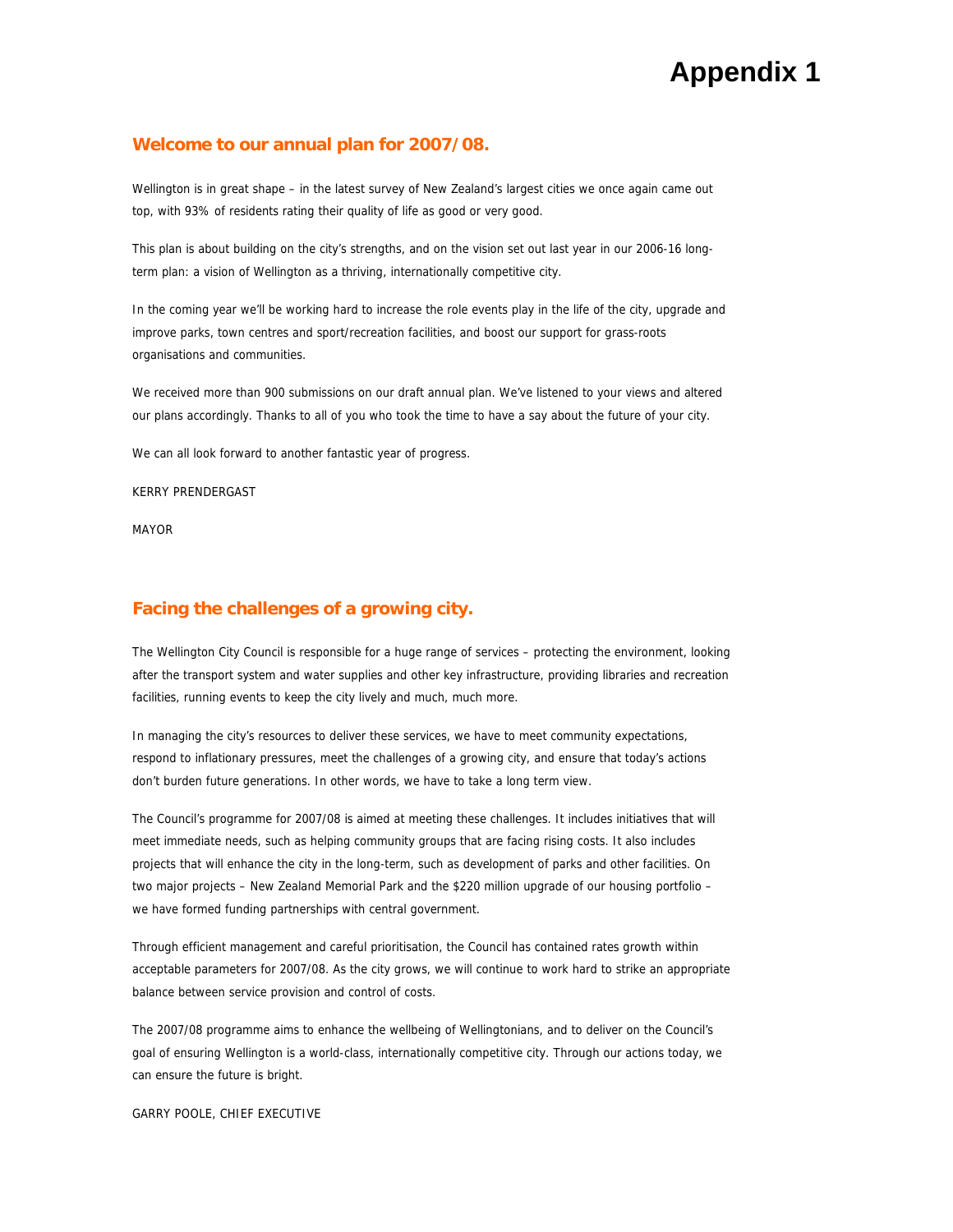# Appendix 1

## Welcome to our annual plan for 2007/08.

Wellington is in great shape – in the latest survey of New Zealand's largest cities we once again came out top, with 93% of residents rating their quality of life as good or very good.

This plan is about building on the city's strengths, and on the vision set out last year in our 2006-16 long-term plan: a vision of Wellington as a thriving, internationally competitive city.

In the coming year we'll be working hard to increase the role events play in the life of the city, upgrade and improve parks, town centres and sport/recreation facilities, and boost our support for grass-roots organisations and communities.

We received more than 900 submissions on our draft annual plan. We've listened to your views and altered our plans accordingly. Thanks to all of you who took the time to have a say about the future of your city.

We can all look forward to another fantastic year of progress.

KERRY PRENDERGAST

MAYOR

## Facing the challenges of a growing city.

The Wellington City Council is responsible for a huge range of services – protecting the environment, looking after the transport system and water supplies and other key infrastructure, providing libraries and recreation facilities, running events to keep the city lively and much, much more.

In managing the city's resources to deliver these services, we have to meet community expectations, respond to inflationary pressures, meet the challenges of a growing city, and ensure that today's actions don't burden future generations. In other words, we have to take a long term view.

The Council's programme for 2007/08 is aimed at meeting these challenges. It includes initiatives that will meet immediate needs, such as helping community groups that are facing rising costs. It also includes projects that will enhance the city in the long-term, such as development of parks and other facilities. On two major projects – New Zealand Memorial Park and the $220 million upgrade of our housing portfolio – we have formed funding partnerships with central government.

Through efficient management and careful prioritisation, the Council has contained rates growth within acceptable parameters for 2007/08. As the city grows, we will continue to work hard to strike an appropriate balance between service provision and control of costs.

The 2007/08 programme aims to enhance the wellbeing of Wellingtonians, and to deliver on the Council's goal of ensuring Wellington is a world-class, internationally competitive city. Through our actions today, we can ensure the future is bright.

GARRY POOLE, CHIEF EXECUTIVE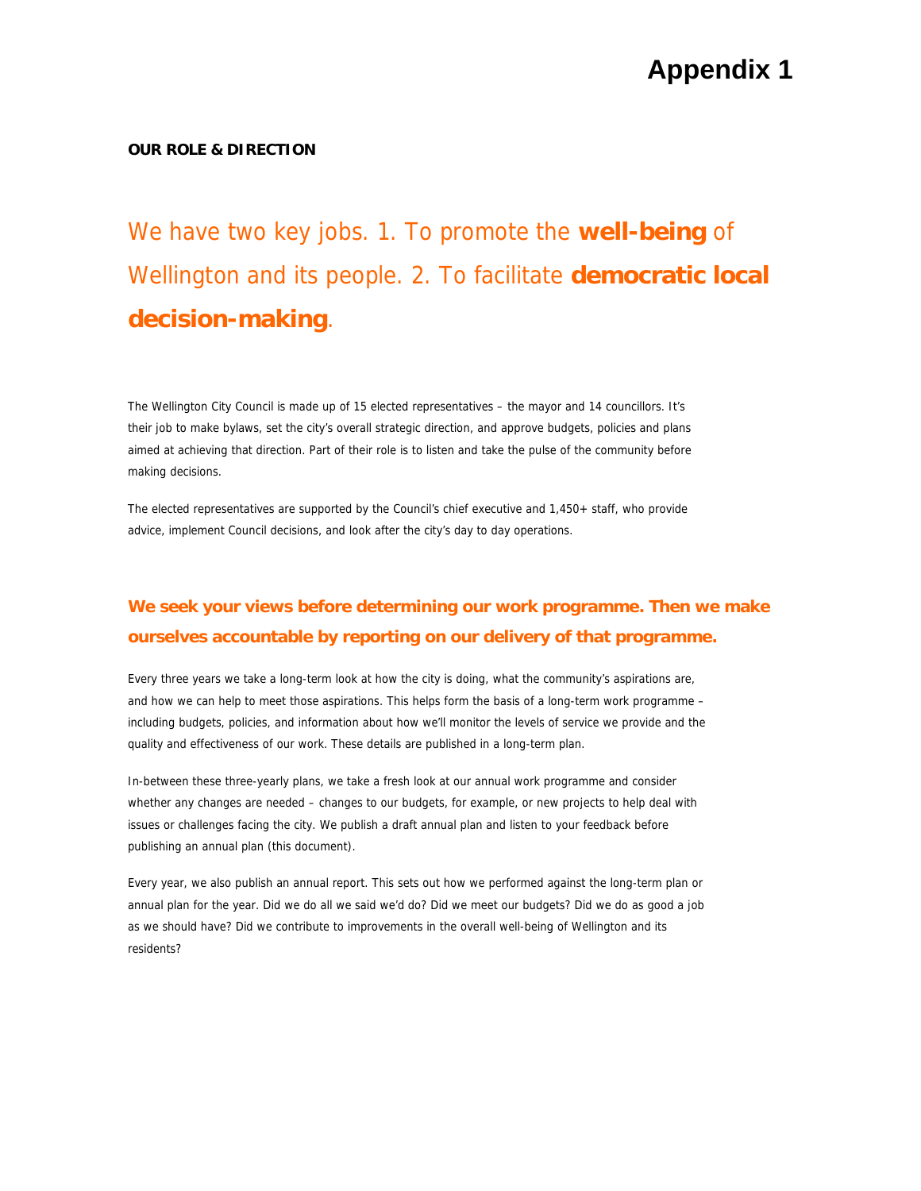# Appendix 1

**OUR ROLE & DIRECTION**

## We have two key jobs. 1. To promote the **well-being** of Wellington and its people. 2. To facilitate **democratic local decision-making**.

The Wellington City Council is made up of 15 elected representatives – the mayor and 14 councillors. It's their job to make bylaws, set the city's overall strategic direction, and approve budgets, policies and plans aimed at achieving that direction. Part of their role is to listen and take the pulse of the community before making decisions.

The elected representatives are supported by the Council's chief executive and 1,450+ staff, who provide advice, implement Council decisions, and look after the city's day to day operations.

### We seek your views before determining our work programme. Then we make ourselves accountable by reporting on our delivery of that programme.

Every three years we take a long-term look at how the city is doing, what the community's aspirations are, and how we can help to meet those aspirations. This helps form the basis of a long-term work programme – including budgets, policies, and information about how we'll monitor the levels of service we provide and the quality and effectiveness of our work. These details are published in a long-term plan.

In-between these three-yearly plans, we take a fresh look at our annual work programme and consider whether any changes are needed – changes to our budgets, for example, or new projects to help deal with issues or challenges facing the city. We publish a draft annual plan and listen to your feedback before publishing an annual plan (this document).

Every year, we also publish an annual report. This sets out how we performed against the long-term plan or annual plan for the year. Did we do all we said we'd do? Did we meet our budgets? Did we do as good a job as we should have? Did we contribute to improvements in the overall well-being of Wellington and its residents?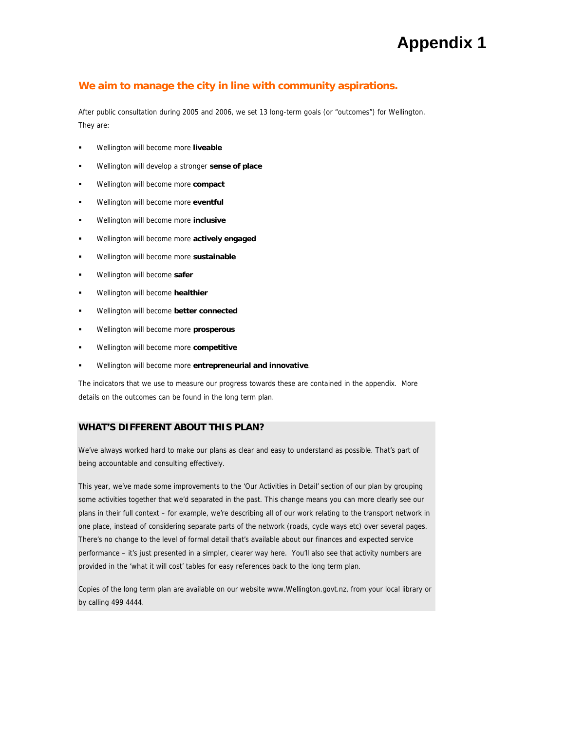# Appendix 1

## We aim to manage the city in line with community aspirations.

After public consultation during 2005 and 2006, we set 13 long-term goals (or "outcomes") for Wellington. They are:

- Wellington will become more **liveable**
- Wellington will develop a stronger **sense of place**
- Wellington will become more **compact**
- Wellington will become more **eventful**
- Wellington will become more **inclusive**
- Wellington will become more **actively engaged**
- Wellington will become more **sustainable**
- Wellington will become **safer**
- Wellington will become **healthier**
- Wellington will become **better connected**
- Wellington will become more **prosperous**
- Wellington will become more **competitive**
- Wellington will become more **entrepreneurial and innovative**.

The indicators that we use to measure our progress towards these are contained in the appendix. More details on the outcomes can be found in the long term plan.

### WHAT'S DIFFERENT ABOUT THIS PLAN?

We've always worked hard to make our plans as clear and easy to understand as possible. That's part of being accountable and consulting effectively.

This year, we've made some improvements to the 'Our Activities in Detail' section of our plan by grouping some activities together that we'd separated in the past. This change means you can more clearly see our plans in their full context – for example, we're describing all of our work relating to the transport network in one place, instead of considering separate parts of the network (roads, cycle ways etc) over several pages. There's no change to the level of formal detail that's available about our finances and expected service performance – it's just presented in a simpler, clearer way here. You'll also see that activity numbers are provided in the 'what it will cost' tables for easy references back to the long term plan.

Copies of the long term plan are available on our website www.Wellington.govt.nz, from your local library or by calling 499 4444.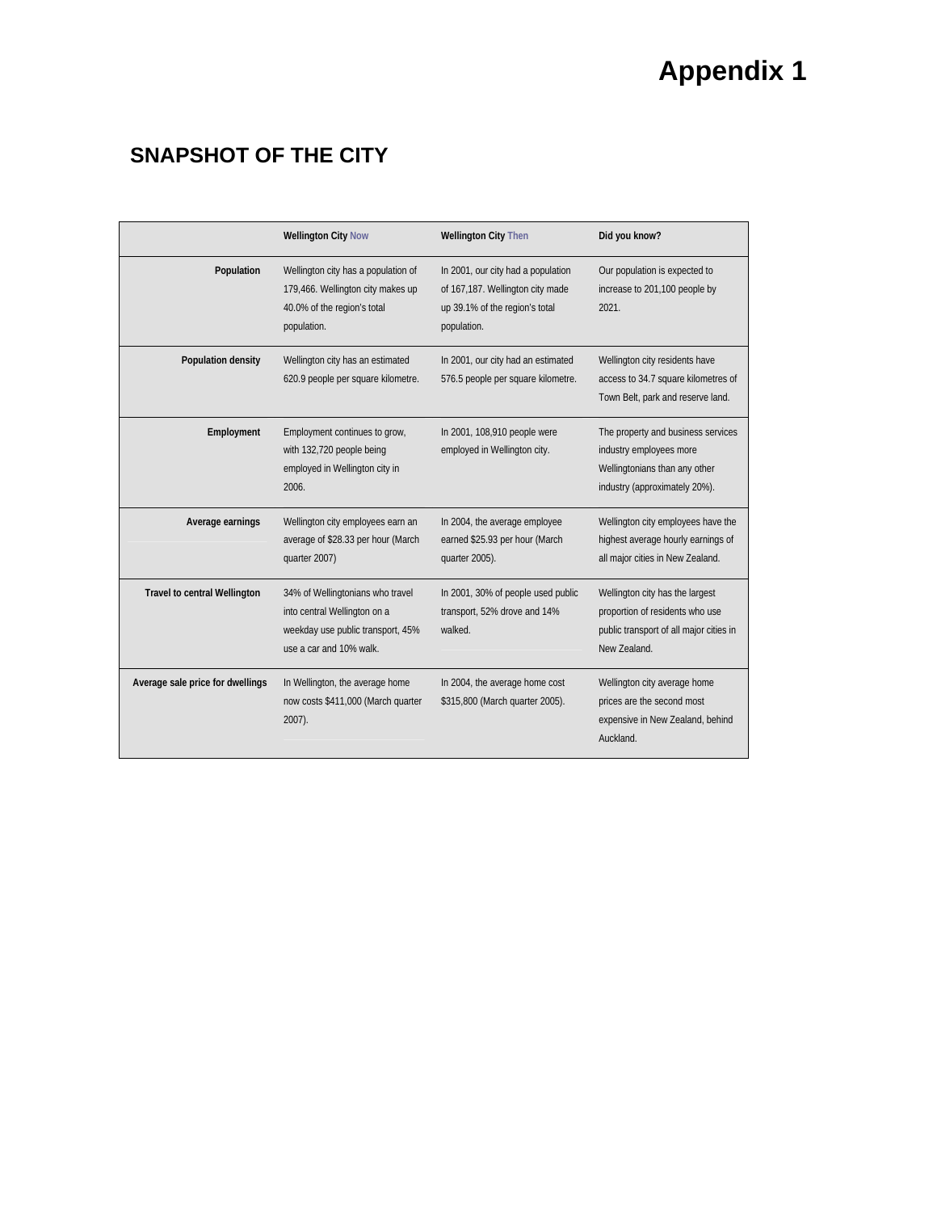# Appendix 1

## SNAPSHOT OF THE CITY

| | Wellington City Now | Wellington City Then | Did you know? |
|---|---|---|---|
| **Population** | Wellington city has a population of 179,466. Wellington city makes up 40.0% of the region's total population. | In 2001, our city had a population of 167,187. Wellington city made up 39.1% of the region's total population. | Our population is expected to increase to 201,100 people by 2021. |
| **Population density** | Wellington city has an estimated 620.9 people per square kilometre. | In 2001, our city had an estimated 576.5 people per square kilometre. | Wellington city residents have access to 34.7 square kilometres of Town Belt, park and reserve land. |
| **Employment** | Employment continues to grow, with 132,720 people being employed in Wellington city in 2006. | In 2001, 108,910 people were employed in Wellington city. | The property and business services industry employees more Wellingtonians than any other industry (approximately 20%). |
| **Average earnings** | Wellington city employees earn an average of $28.33 per hour (March quarter 2007) | In 2004, the average employee earned $25.93 per hour (March quarter 2005). | Wellington city employees have the highest average hourly earnings of all major cities in New Zealand. |
| **Travel to central Wellington** | 34% of Wellingtonians who travel into central Wellington on a weekday use public transport, 45% use a car and 10% walk. | In 2001, 30% of people used public transport, 52% drove and 14% walked. | Wellington city has the largest proportion of residents who use public transport of all major cities in New Zealand. |
| **Average sale price for dwellings** | In Wellington, the average home now costs $411,000 (March quarter 2007). | In 2004, the average home cost $315,800 (March quarter 2005). | Wellington city average home prices are the second most expensive in New Zealand, behind Auckland. |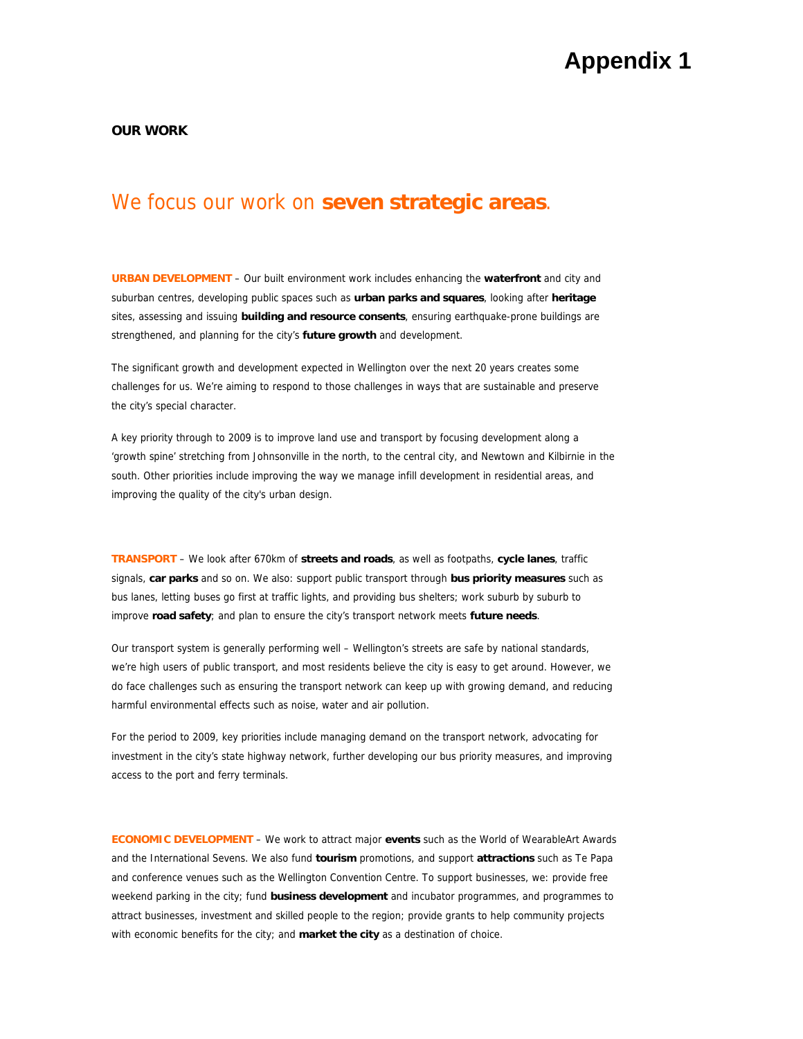# Appendix 1

**OUR WORK**

## We focus our work on **seven strategic areas**.

**URBAN DEVELOPMENT** – Our built environment work includes enhancing the **waterfront** and city and suburban centres, developing public spaces such as **urban parks and squares**, looking after **heritage** sites, assessing and issuing **building and resource consents**, ensuring earthquake-prone buildings are strengthened, and planning for the city's **future growth** and development.

The significant growth and development expected in Wellington over the next 20 years creates some challenges for us. We're aiming to respond to those challenges in ways that are sustainable and preserve the city's special character.

A key priority through to 2009 is to improve land use and transport by focusing development along a 'growth spine' stretching from Johnsonville in the north, to the central city, and Newtown and Kilbirnie in the south. Other priorities include improving the way we manage infill development in residential areas, and improving the quality of the city's urban design.

**TRANSPORT** – We look after 670km of **streets and roads**, as well as footpaths, **cycle lanes**, traffic signals, **car parks** and so on. We also: support public transport through **bus priority measures** such as bus lanes, letting buses go first at traffic lights, and providing bus shelters; work suburb by suburb to improve **road safety**; and plan to ensure the city's transport network meets **future needs**.

Our transport system is generally performing well – Wellington's streets are safe by national standards, we're high users of public transport, and most residents believe the city is easy to get around. However, we do face challenges such as ensuring the transport network can keep up with growing demand, and reducing harmful environmental effects such as noise, water and air pollution.

For the period to 2009, key priorities include managing demand on the transport network, advocating for investment in the city's state highway network, further developing our bus priority measures, and improving access to the port and ferry terminals.

**ECONOMIC DEVELOPMENT** – We work to attract major **events** such as the World of WearableArt Awards and the International Sevens. We also fund **tourism** promotions, and support **attractions** such as Te Papa and conference venues such as the Wellington Convention Centre. To support businesses, we: provide free weekend parking in the city; fund **business development** and incubator programmes, and programmes to attract businesses, investment and skilled people to the region; provide grants to help community projects with economic benefits for the city; and **market the city** as a destination of choice.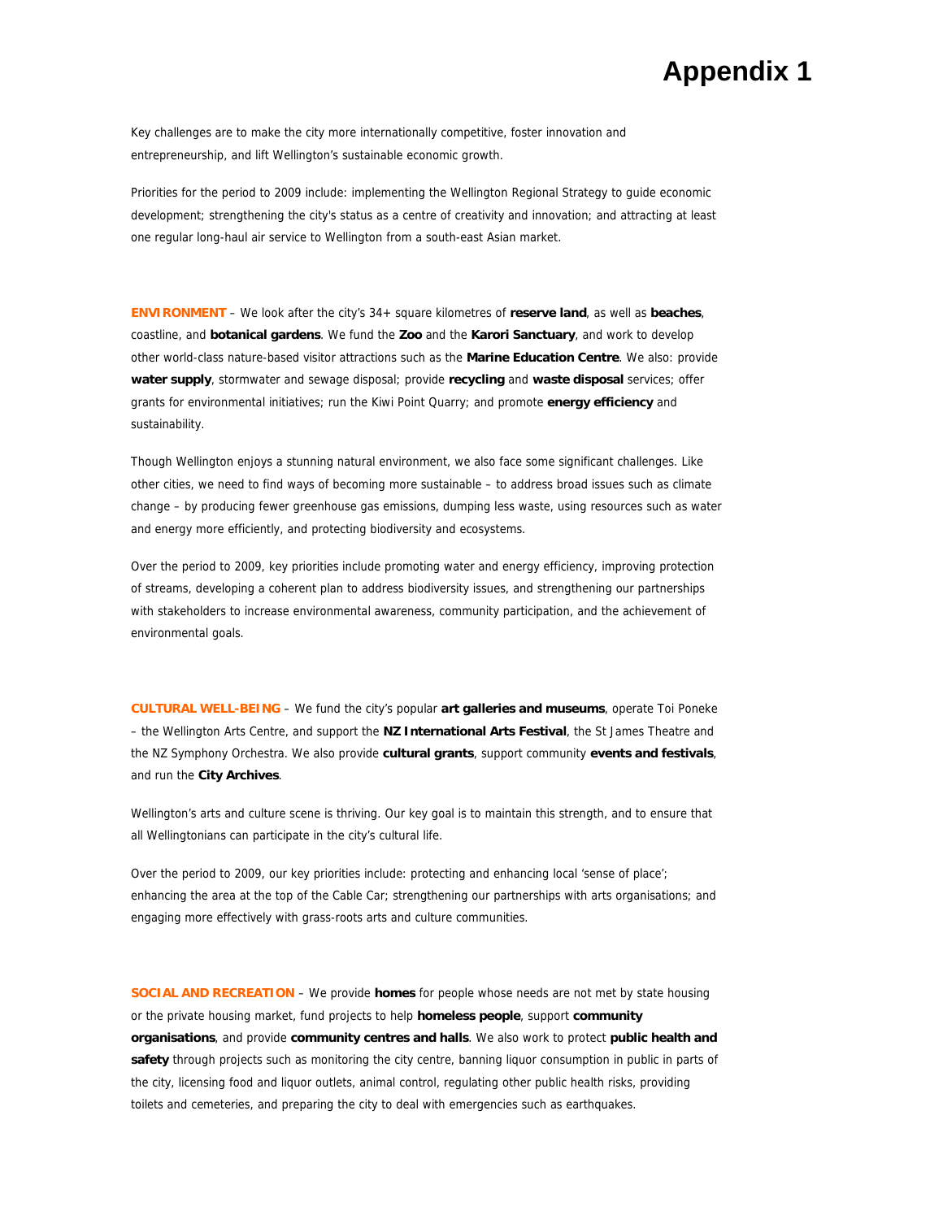# Appendix 1

Key challenges are to make the city more internationally competitive, foster innovation and entrepreneurship, and lift Wellington's sustainable economic growth.

Priorities for the period to 2009 include: implementing the Wellington Regional Strategy to guide economic development; strengthening the city's status as a centre of creativity and innovation; and attracting at least one regular long-haul air service to Wellington from a south-east Asian market.

**ENVIRONMENT** – We look after the city's 34+ square kilometres of **reserve land**, as well as **beaches**, coastline, and **botanical gardens**. We fund the **Zoo** and the **Karori Sanctuary**, and work to develop other world-class nature-based visitor attractions such as the **Marine Education Centre**. We also: provide **water supply**, stormwater and sewage disposal; provide **recycling** and **waste disposal** services; offer grants for environmental initiatives; run the Kiwi Point Quarry; and promote **energy efficiency** and sustainability.

Though Wellington enjoys a stunning natural environment, we also face some significant challenges. Like other cities, we need to find ways of becoming more sustainable – to address broad issues such as climate change – by producing fewer greenhouse gas emissions, dumping less waste, using resources such as water and energy more efficiently, and protecting biodiversity and ecosystems.

Over the period to 2009, key priorities include promoting water and energy efficiency, improving protection of streams, developing a coherent plan to address biodiversity issues, and strengthening our partnerships with stakeholders to increase environmental awareness, community participation, and the achievement of environmental goals.

**CULTURAL WELL-BEING** – We fund the city's popular **art galleries and museums**, operate Toi Poneke – the Wellington Arts Centre, and support the **NZ International Arts Festival**, the St James Theatre and the NZ Symphony Orchestra. We also provide **cultural grants**, support community **events and festivals**, and run the **City Archives**.

Wellington's arts and culture scene is thriving. Our key goal is to maintain this strength, and to ensure that all Wellingtonians can participate in the city's cultural life.

Over the period to 2009, our key priorities include: protecting and enhancing local 'sense of place'; enhancing the area at the top of the Cable Car; strengthening our partnerships with arts organisations; and engaging more effectively with grass-roots arts and culture communities.

**SOCIAL AND RECREATION** – We provide **homes** for people whose needs are not met by state housing or the private housing market, fund projects to help **homeless people**, support **community organisations**, and provide **community centres and halls**. We also work to protect **public health and safety** through projects such as monitoring the city centre, banning liquor consumption in public in parts of the city, licensing food and liquor outlets, animal control, regulating other public health risks, providing toilets and cemeteries, and preparing the city to deal with emergencies such as earthquakes.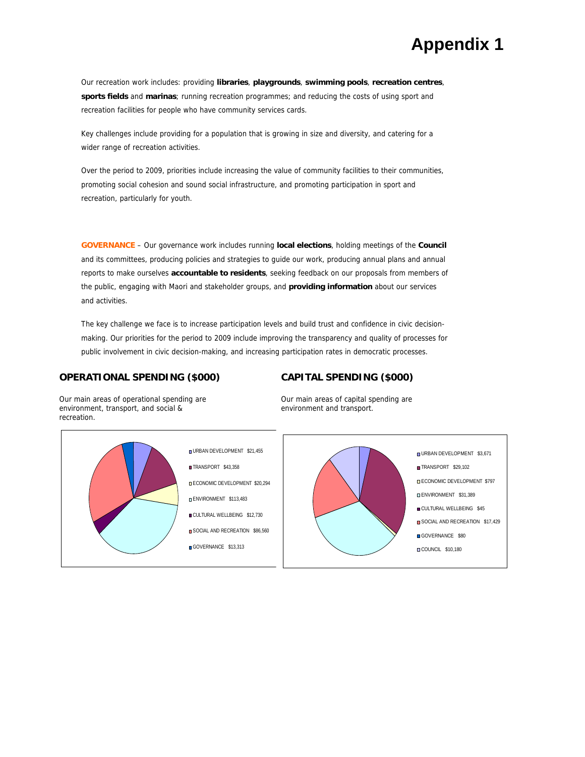# Appendix 1

Our recreation work includes: providing **libraries**, **playgrounds**, **swimming pools**, **recreation centres**, **sports fields** and **marinas**; running recreation programmes; and reducing the costs of using sport and recreation facilities for people who have community services cards.

Key challenges include providing for a population that is growing in size and diversity, and catering for a wider range of recreation activities.

Over the period to 2009, priorities include increasing the value of community facilities to their communities, promoting social cohesion and sound social infrastructure, and promoting participation in sport and recreation, particularly for youth.

**GOVERNANCE** – Our governance work includes running **local elections**, holding meetings of the **Council** and its committees, producing policies and strategies to guide our work, producing annual plans and annual reports to make ourselves **accountable to residents**, seeking feedback on our proposals from members of the public, engaging with Maori and stakeholder groups, and **providing information** about our services and activities.

The key challenge we face is to increase participation levels and build trust and confidence in civic decision-making. Our priorities for the period to 2009 include improving the transparency and quality of processes for public involvement in civic decision-making, and increasing participation rates in democratic processes.

## OPERATIONAL SPENDING ($000)

Our main areas of operational spending are environment, transport, and social & recreation.

- URBAN DEVELOPMENT $21,455
- TRANSPORT $43,358
- ECONOMIC DEVELOPMENT $20,294
- ENVIRONMENT $113,483
- CULTURAL WELLBEING $12,730
- SOCIAL AND RECREATION $86,560
- GOVERNANCE $13,313

## CAPITAL SPENDING ($000)

Our main areas of capital spending are environment and transport.

- URBAN DEVELOPMENT $3,671
- TRANSPORT $29,102
- ECONOMIC DEVELOPMENT $797
- ENVIRONMENT $31,389
- CULTURAL WELLBEING $45
- SOCIAL AND RECREATION $17,429
- GOVERNANCE $80
- COUNCIL $10,180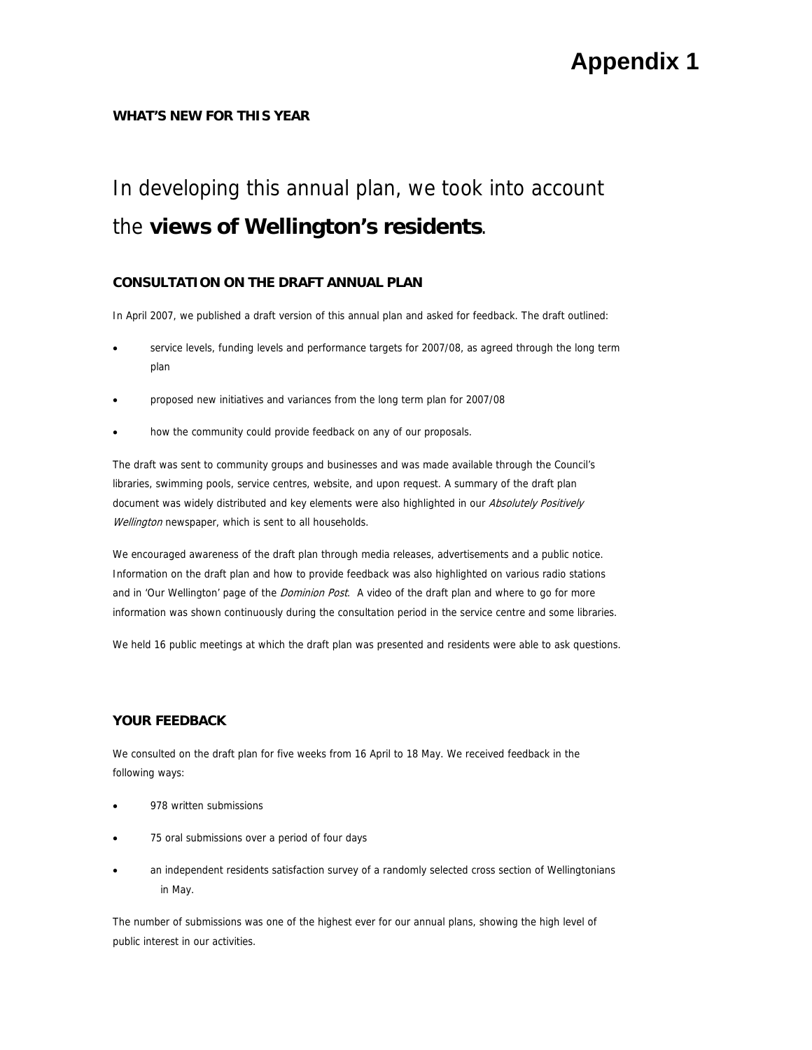# Appendix 1

**WHAT'S NEW FOR THIS YEAR**

## In developing this annual plan, we took into account the **views of Wellington's residents**.

### CONSULTATION ON THE DRAFT ANNUAL PLAN

In April 2007, we published a draft version of this annual plan and asked for feedback. The draft outlined:

- service levels, funding levels and performance targets for 2007/08, as agreed through the long term plan
- proposed new initiatives and variances from the long term plan for 2007/08
- how the community could provide feedback on any of our proposals.

The draft was sent to community groups and businesses and was made available through the Council's libraries, swimming pools, service centres, website, and upon request. A summary of the draft plan document was widely distributed and key elements were also highlighted in our *Absolutely Positively Wellington* newspaper, which is sent to all households.

We encouraged awareness of the draft plan through media releases, advertisements and a public notice. Information on the draft plan and how to provide feedback was also highlighted on various radio stations and in 'Our Wellington' page of the *Dominion Post*. A video of the draft plan and where to go for more information was shown continuously during the consultation period in the service centre and some libraries.

We held 16 public meetings at which the draft plan was presented and residents were able to ask questions.

### YOUR FEEDBACK

We consulted on the draft plan for five weeks from 16 April to 18 May. We received feedback in the following ways:

- 978 written submissions
- 75 oral submissions over a period of four days
- an independent residents satisfaction survey of a randomly selected cross section of Wellingtonians in May.

The number of submissions was one of the highest ever for our annual plans, showing the high level of public interest in our activities.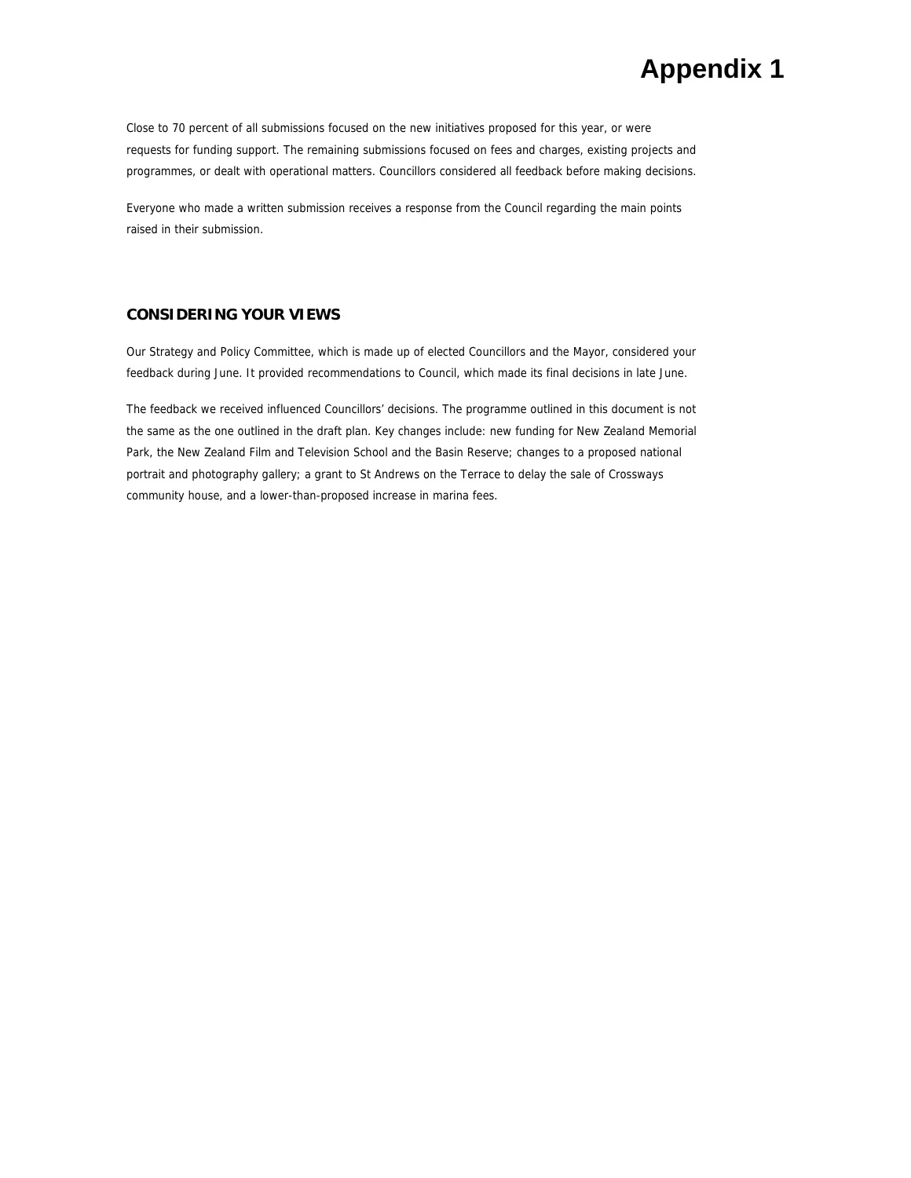# Appendix 1

Close to 70 percent of all submissions focused on the new initiatives proposed for this year, or were requests for funding support. The remaining submissions focused on fees and charges, existing projects and programmes, or dealt with operational matters. Councillors considered all feedback before making decisions.

Everyone who made a written submission receives a response from the Council regarding the main points raised in their submission.

## CONSIDERING YOUR VIEWS

Our Strategy and Policy Committee, which is made up of elected Councillors and the Mayor, considered your feedback during June. It provided recommendations to Council, which made its final decisions in late June.

The feedback we received influenced Councillors' decisions. The programme outlined in this document is not the same as the one outlined in the draft plan. Key changes include: new funding for New Zealand Memorial Park, the New Zealand Film and Television School and the Basin Reserve; changes to a proposed national portrait and photography gallery; a grant to St Andrews on the Terrace to delay the sale of Crossways community house, and a lower-than-proposed increase in marina fees.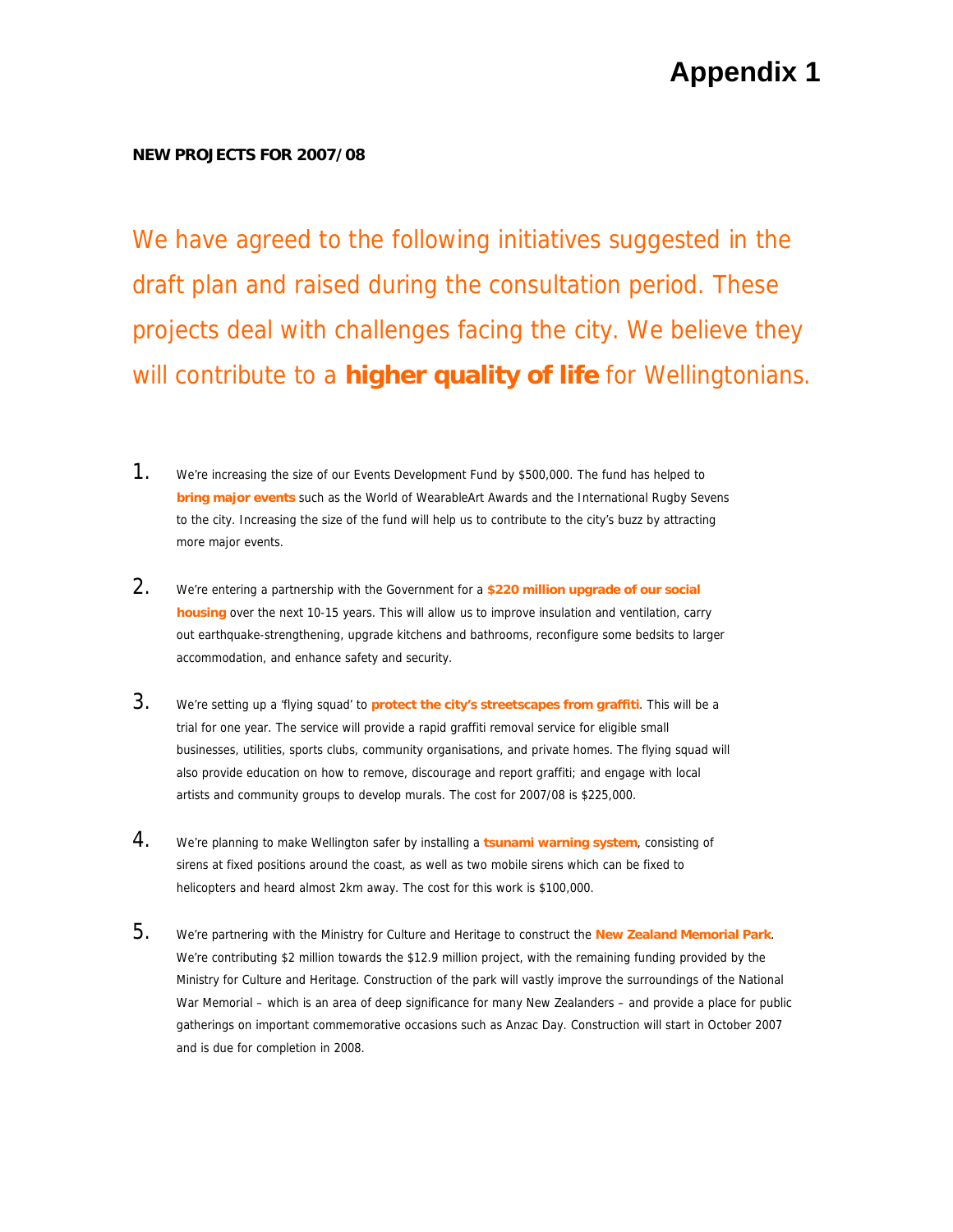# Appendix 1

**NEW PROJECTS FOR 2007/08**

We have agreed to the following initiatives suggested in the draft plan and raised during the consultation period. These projects deal with challenges facing the city. We believe they will contribute to a **higher quality of life** for Wellingtonians.

1. We're increasing the size of our Events Development Fund by $500,000. The fund has helped to **bring major events** such as the World of WearableArt Awards and the International Rugby Sevens to the city. Increasing the size of the fund will help us to contribute to the city's buzz by attracting more major events.

2. We're entering a partnership with the Government for a **$220 million upgrade of our social housing** over the next 10-15 years. This will allow us to improve insulation and ventilation, carry out earthquake-strengthening, upgrade kitchens and bathrooms, reconfigure some bedsits to larger accommodation, and enhance safety and security.

3. We're setting up a 'flying squad' to **protect the city's streetscapes from graffiti**. This will be a trial for one year. The service will provide a rapid graffiti removal service for eligible small businesses, utilities, sports clubs, community organisations, and private homes. The flying squad will also provide education on how to remove, discourage and report graffiti; and engage with local artists and community groups to develop murals. The cost for 2007/08 is $225,000.

4. We're planning to make Wellington safer by installing a **tsunami warning system**, consisting of sirens at fixed positions around the coast, as well as two mobile sirens which can be fixed to helicopters and heard almost 2km away. The cost for this work is $100,000.

5. We're partnering with the Ministry for Culture and Heritage to construct the **New Zealand Memorial Park**. We're contributing $2 million towards the $12.9 million project, with the remaining funding provided by the Ministry for Culture and Heritage. Construction of the park will vastly improve the surroundings of the National War Memorial – which is an area of deep significance for many New Zealanders – and provide a place for public gatherings on important commemorative occasions such as Anzac Day. Construction will start in October 2007 and is due for completion in 2008.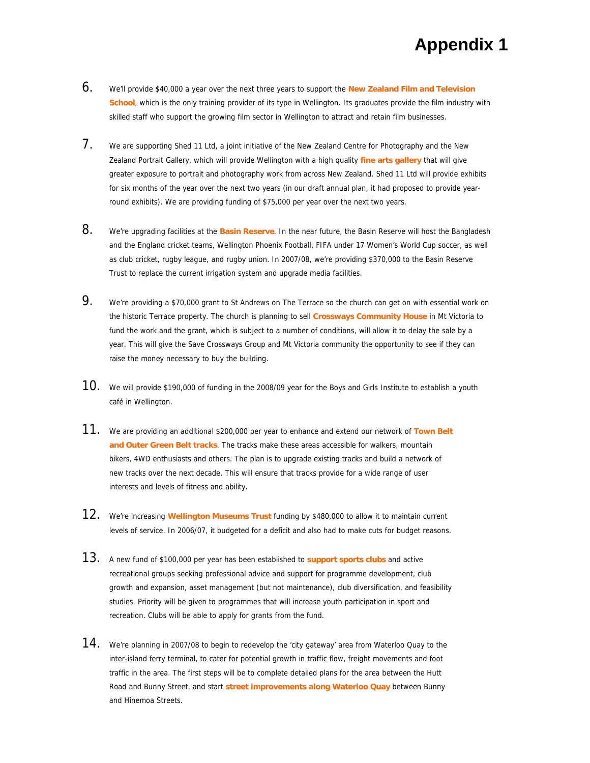# Appendix 1

6. We'll provide $40,000 a year over the next three years to support the **New Zealand Film and Television School**, which is the only training provider of its type in Wellington. Its graduates provide the film industry with skilled staff who support the growing film sector in Wellington to attract and retain film businesses.

7. We are supporting Shed 11 Ltd, a joint initiative of the New Zealand Centre for Photography and the New Zealand Portrait Gallery, which will provide Wellington with a high quality **fine arts gallery** that will give greater exposure to portrait and photography work from across New Zealand. Shed 11 Ltd will provide exhibits for six months of the year over the next two years (in our draft annual plan, it had proposed to provide year-round exhibits). We are providing funding of $75,000 per year over the next two years.

8. We're upgrading facilities at the **Basin Reserve**. In the near future, the Basin Reserve will host the Bangladesh and the England cricket teams, Wellington Phoenix Football, FIFA under 17 Women's World Cup soccer, as well as club cricket, rugby league, and rugby union. In 2007/08, we're providing $370,000 to the Basin Reserve Trust to replace the current irrigation system and upgrade media facilities.

9. We're providing a $70,000 grant to St Andrews on The Terrace so the church can get on with essential work on the historic Terrace property. The church is planning to sell **Crossways Community House** in Mt Victoria to fund the work and the grant, which is subject to a number of conditions, will allow it to delay the sale by a year. This will give the Save Crossways Group and Mt Victoria community the opportunity to see if they can raise the money necessary to buy the building.

10. We will provide $190,000 of funding in the 2008/09 year for the Boys and Girls Institute to establish a youth café in Wellington.

11. We are providing an additional $200,000 per year to enhance and extend our network of **Town Belt and Outer Green Belt tracks**. The tracks make these areas accessible for walkers, mountain bikers, 4WD enthusiasts and others. The plan is to upgrade existing tracks and build a network of new tracks over the next decade. This will ensure that tracks provide for a wide range of user interests and levels of fitness and ability.

12. We're increasing **Wellington Museums Trust** funding by $480,000 to allow it to maintain current levels of service. In 2006/07, it budgeted for a deficit and also had to make cuts for budget reasons.

13. A new fund of $100,000 per year has been established to **support sports clubs** and active recreational groups seeking professional advice and support for programme development, club growth and expansion, asset management (but not maintenance), club diversification, and feasibility studies. Priority will be given to programmes that will increase youth participation in sport and recreation. Clubs will be able to apply for grants from the fund.

14. We're planning in 2007/08 to begin to redevelop the 'city gateway' area from Waterloo Quay to the inter-island ferry terminal, to cater for potential growth in traffic flow, freight movements and foot traffic in the area. The first steps will be to complete detailed plans for the area between the Hutt Road and Bunny Street, and start **street improvements along Waterloo Quay** between Bunny and Hinemoa Streets.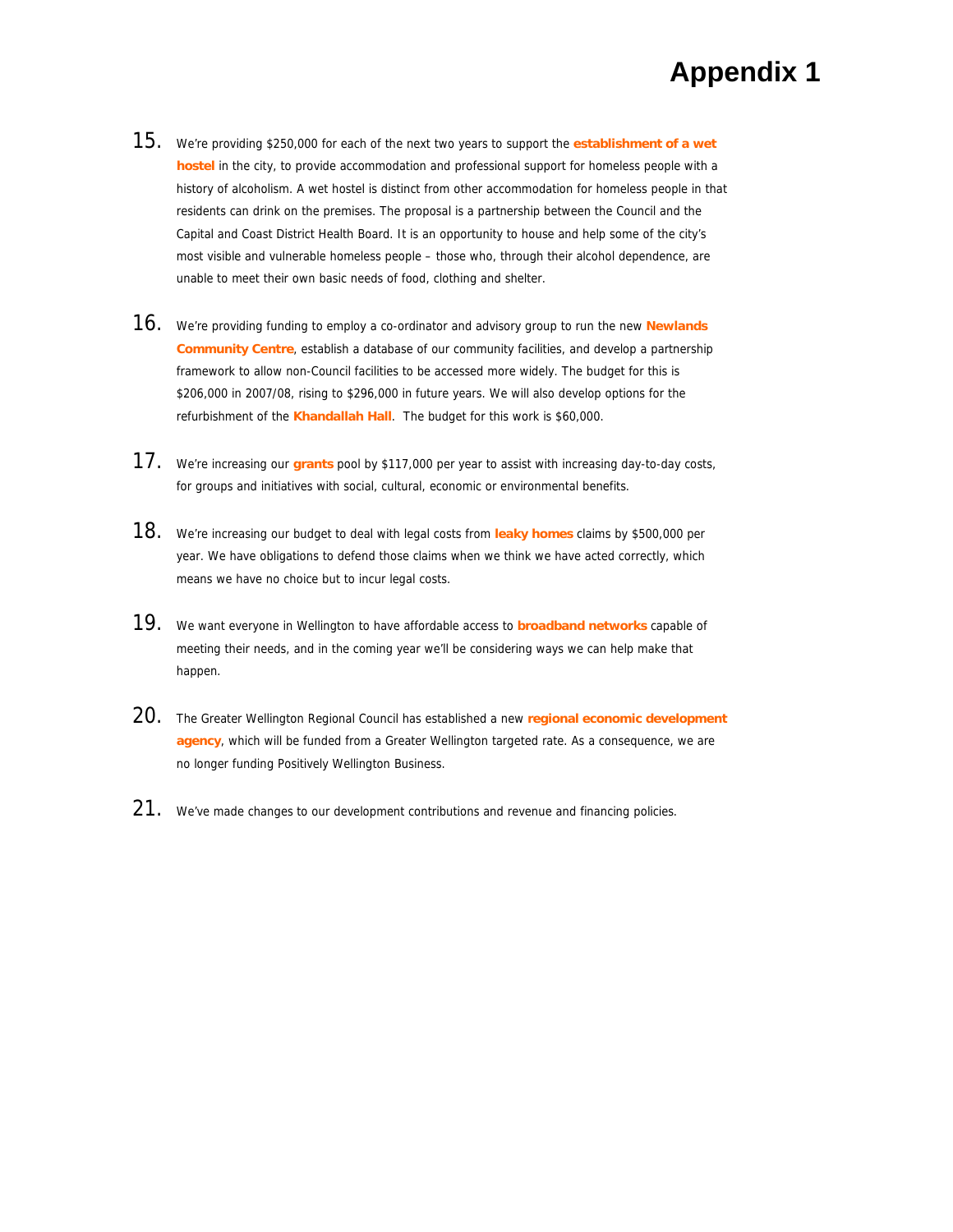# Appendix 1

15. We're providing $250,000 for each of the next two years to support the **establishment of a wet hostel** in the city, to provide accommodation and professional support for homeless people with a history of alcoholism. A wet hostel is distinct from other accommodation for homeless people in that residents can drink on the premises. The proposal is a partnership between the Council and the Capital and Coast District Health Board. It is an opportunity to house and help some of the city's most visible and vulnerable homeless people – those who, through their alcohol dependence, are unable to meet their own basic needs of food, clothing and shelter.

16. We're providing funding to employ a co-ordinator and advisory group to run the new **Newlands Community Centre**, establish a database of our community facilities, and develop a partnership framework to allow non-Council facilities to be accessed more widely. The budget for this is $206,000 in 2007/08, rising to $296,000 in future years. We will also develop options for the refurbishment of the **Khandallah Hall**. The budget for this work is $60,000.

17. We're increasing our **grants** pool by $117,000 per year to assist with increasing day-to-day costs, for groups and initiatives with social, cultural, economic or environmental benefits.

18. We're increasing our budget to deal with legal costs from **leaky homes** claims by $500,000 per year. We have obligations to defend those claims when we think we have acted correctly, which means we have no choice but to incur legal costs.

19. We want everyone in Wellington to have affordable access to **broadband networks** capable of meeting their needs, and in the coming year we'll be considering ways we can help make that happen.

20. The Greater Wellington Regional Council has established a new **regional economic development agency**, which will be funded from a Greater Wellington targeted rate. As a consequence, we are no longer funding Positively Wellington Business.

21. We've made changes to our development contributions and revenue and financing policies.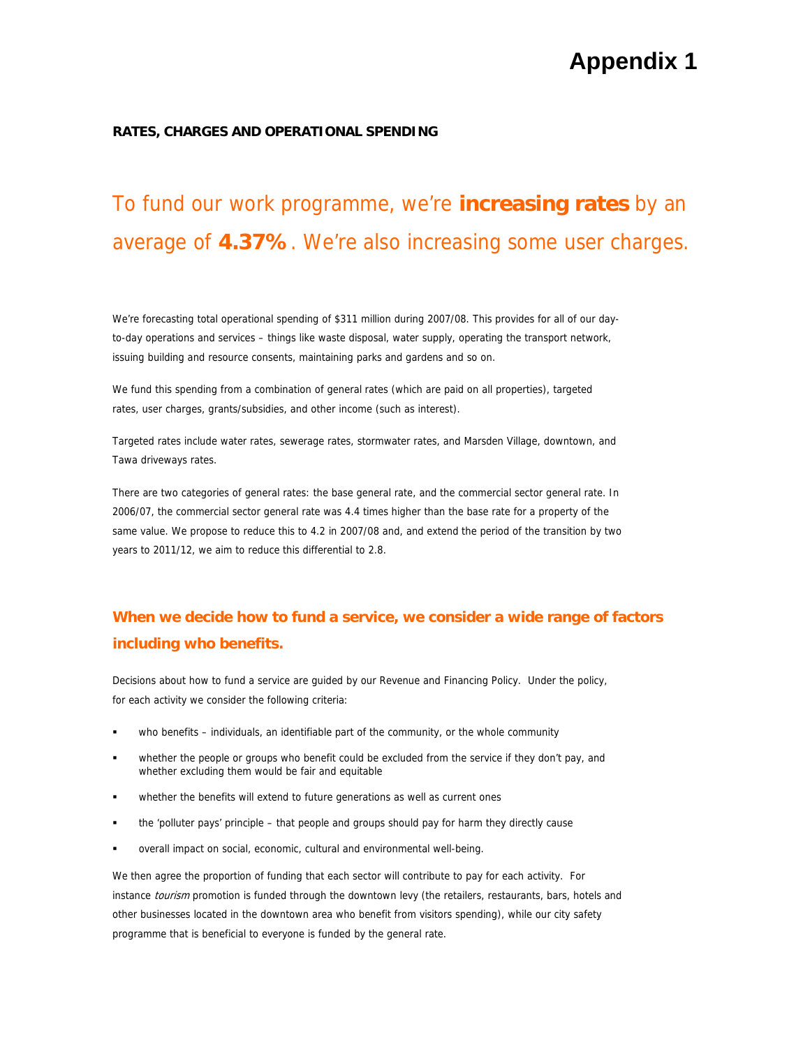# Appendix 1

**RATES, CHARGES AND OPERATIONAL SPENDING**

## To fund our work programme, we're **increasing rates** by an average of **4.37%**. We're also increasing some user charges.

We're forecasting total operational spending of $311 million during 2007/08. This provides for all of our day-to-day operations and services – things like waste disposal, water supply, operating the transport network, issuing building and resource consents, maintaining parks and gardens and so on.

We fund this spending from a combination of general rates (which are paid on all properties), targeted rates, user charges, grants/subsidies, and other income (such as interest).

Targeted rates include water rates, sewerage rates, stormwater rates, and Marsden Village, downtown, and Tawa driveways rates.

There are two categories of general rates: the base general rate, and the commercial sector general rate. In 2006/07, the commercial sector general rate was 4.4 times higher than the base rate for a property of the same value. We propose to reduce this to 4.2 in 2007/08 and, and extend the period of the transition by two years to 2011/12, we aim to reduce this differential to 2.8.

### When we decide how to fund a service, we consider a wide range of factors including who benefits.

Decisions about how to fund a service are guided by our Revenue and Financing Policy. Under the policy, for each activity we consider the following criteria:

- who benefits – individuals, an identifiable part of the community, or the whole community
- whether the people or groups who benefit could be excluded from the service if they don't pay, and whether excluding them would be fair and equitable
- whether the benefits will extend to future generations as well as current ones
- the 'polluter pays' principle – that people and groups should pay for harm they directly cause
- overall impact on social, economic, cultural and environmental well-being.

We then agree the proportion of funding that each sector will contribute to pay for each activity. For instance *tourism* promotion is funded through the downtown levy (the retailers, restaurants, bars, hotels and other businesses located in the downtown area who benefit from visitors spending), while our city safety programme that is beneficial to everyone is funded by the general rate.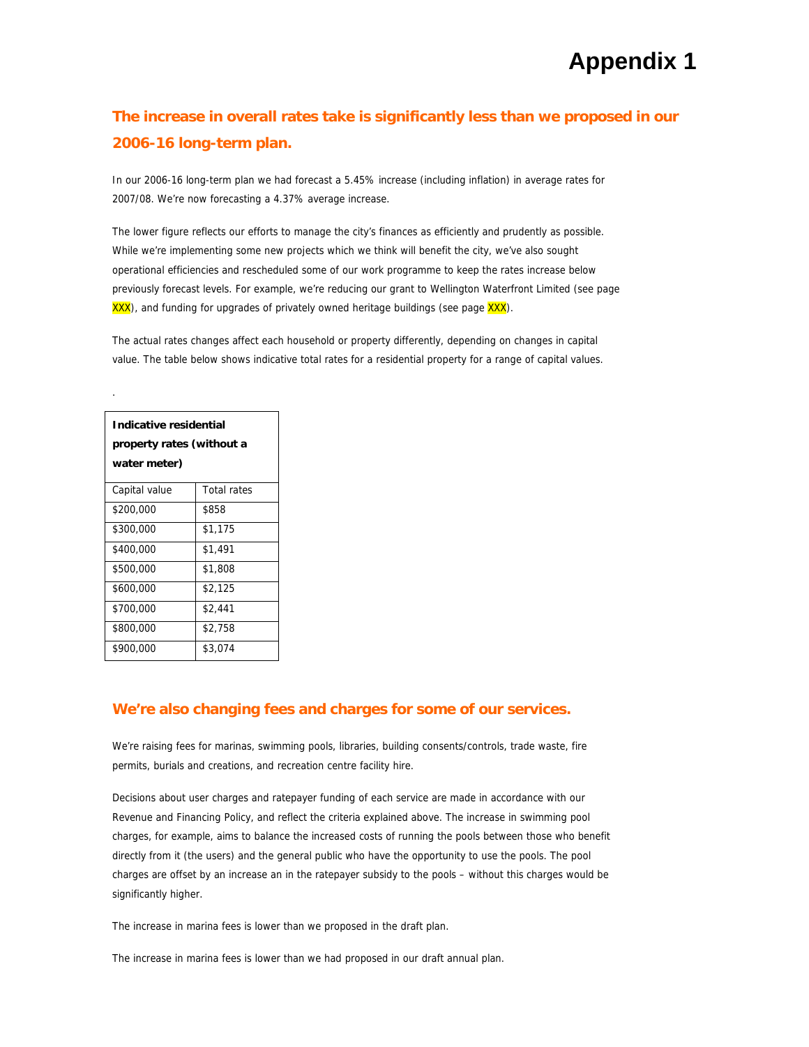# Appendix 1

## The increase in overall rates take is significantly less than we proposed in our 2006-16 long-term plan.

In our 2006-16 long-term plan we had forecast a 5.45% increase (including inflation) in average rates for 2007/08. We're now forecasting a 4.37% average increase.

The lower figure reflects our efforts to manage the city's finances as efficiently and prudently as possible. While we're implementing some new projects which we think will benefit the city, we've also sought operational efficiencies and rescheduled some of our work programme to keep the rates increase below previously forecast levels. For example, we're reducing our grant to Wellington Waterfront Limited (see page XXX), and funding for upgrades of privately owned heritage buildings (see page XXX).

The actual rates changes affect each household or property differently, depending on changes in capital value. The table below shows indicative total rates for a residential property for a range of capital values.

.

| **Indicative residential property rates (without a water meter)** | |
|---|---|
| Capital value | Total rates |
| $200,000 | $858 |
| $300,000 | $1,175 |
| $400,000 | $1,491 |
| $500,000 | $1,808 |
| $600,000 | $2,125 |
| $700,000 | $2,441 |
| $800,000 | $2,758 |
| $900,000 | $3,074 |

## We're also changing fees and charges for some of our services.

We're raising fees for marinas, swimming pools, libraries, building consents/controls, trade waste, fire permits, burials and creations, and recreation centre facility hire.

Decisions about user charges and ratepayer funding of each service are made in accordance with our Revenue and Financing Policy, and reflect the criteria explained above. The increase in swimming pool charges, for example, aims to balance the increased costs of running the pools between those who benefit directly from it (the users) and the general public who have the opportunity to use the pools. The pool charges are offset by an increase an in the ratepayer subsidy to the pools – without this charges would be significantly higher.

The increase in marina fees is lower than we proposed in the draft plan.

The increase in marina fees is lower than we had proposed in our draft annual plan.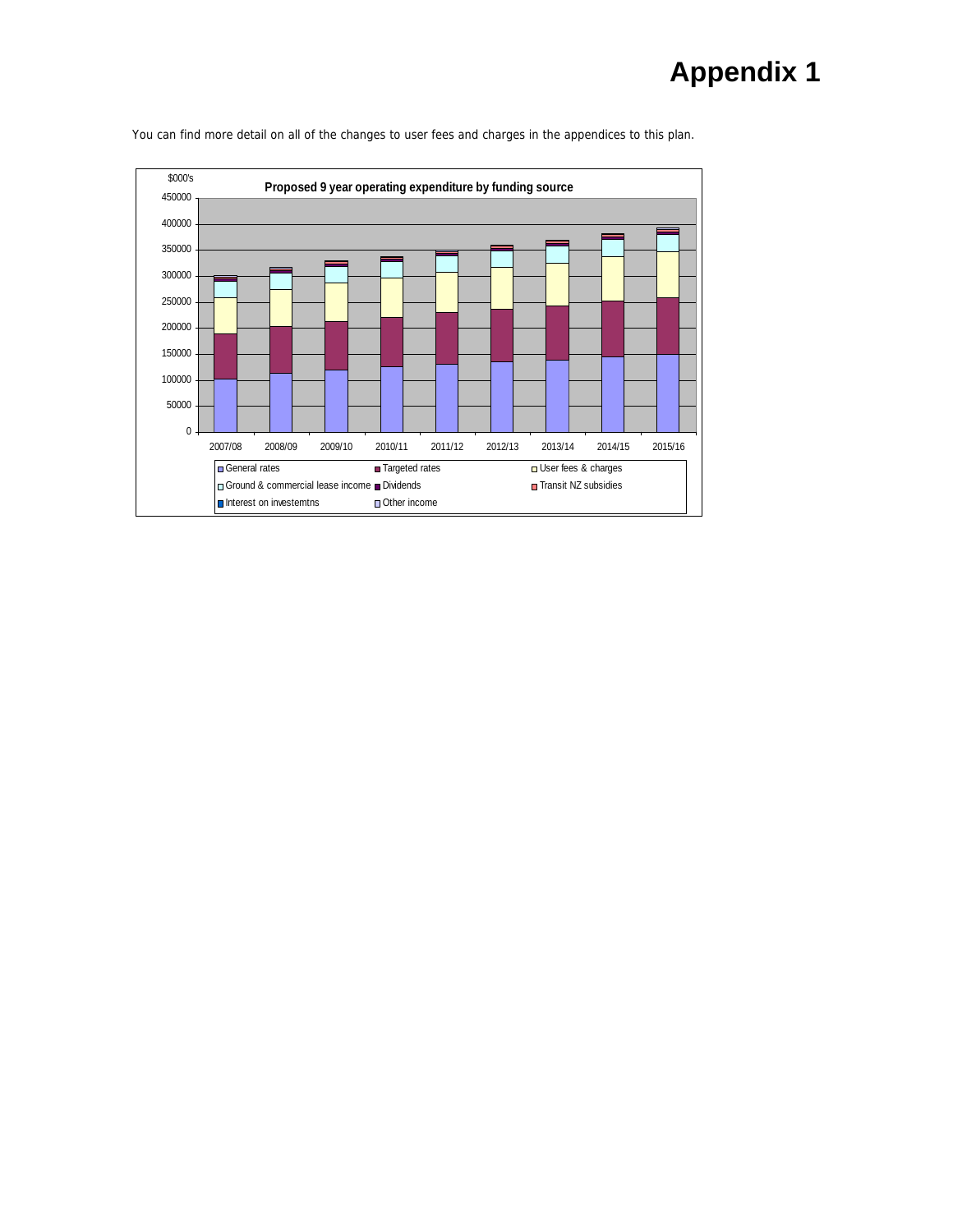# Appendix 1

You can find more detail on all of the changes to user fees and charges in the appendices to this plan.

**Proposed 9 year operating expenditure by funding source**

$000's

Legend: General rates; Targeted rates; User fees & charges; Ground & commercial lease income; Dividends; Transit NZ subsidies; Interest on investemtns; Other income

Years: 2007/08, 2008/09, 2009/10, 2010/11, 2011/12, 2012/13, 2013/14, 2014/15, 2015/16

Y-axis: 0, 50000, 100000, 150000, 200000, 250000, 300000, 350000, 400000, 450000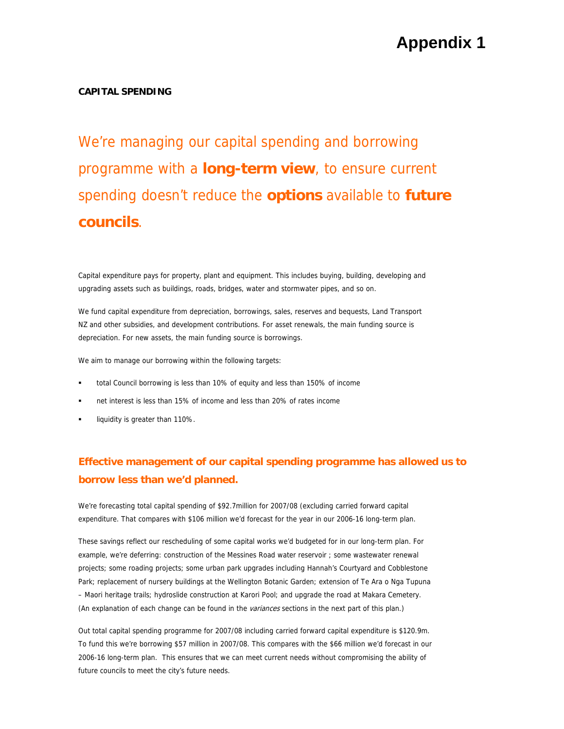# Appendix 1

**CAPITAL SPENDING**

## We're managing our capital spending and borrowing programme with a **long-term view**, to ensure current spending doesn't reduce the **options** available to **future councils**.

Capital expenditure pays for property, plant and equipment. This includes buying, building, developing and upgrading assets such as buildings, roads, bridges, water and stormwater pipes, and so on.

We fund capital expenditure from depreciation, borrowings, sales, reserves and bequests, Land Transport NZ and other subsidies, and development contributions. For asset renewals, the main funding source is depreciation. For new assets, the main funding source is borrowings.

We aim to manage our borrowing within the following targets:

- total Council borrowing is less than 10% of equity and less than 150% of income
- net interest is less than 15% of income and less than 20% of rates income
- liquidity is greater than 110%.

### Effective management of our capital spending programme has allowed us to borrow less than we'd planned.

We're forecasting total capital spending of $92.7million for 2007/08 (excluding carried forward capital expenditure. That compares with $106 million we'd forecast for the year in our 2006-16 long-term plan.

These savings reflect our rescheduling of some capital works we'd budgeted for in our long-term plan. For example, we're deferring: construction of the Messines Road water reservoir ; some wastewater renewal projects; some roading projects; some urban park upgrades including Hannah's Courtyard and Cobblestone Park; replacement of nursery buildings at the Wellington Botanic Garden; extension of Te Ara o Nga Tupuna – Maori heritage trails; hydroslide construction at Karori Pool; and upgrade the road at Makara Cemetery. (An explanation of each change can be found in the *variances* sections in the next part of this plan.)

Out total capital spending programme for 2007/08 including carried forward capital expenditure is $120.9m. To fund this we're borrowing $57 million in 2007/08. This compares with the $66 million we'd forecast in our 2006-16 long-term plan. This ensures that we can meet current needs without compromising the ability of future councils to meet the city's future needs.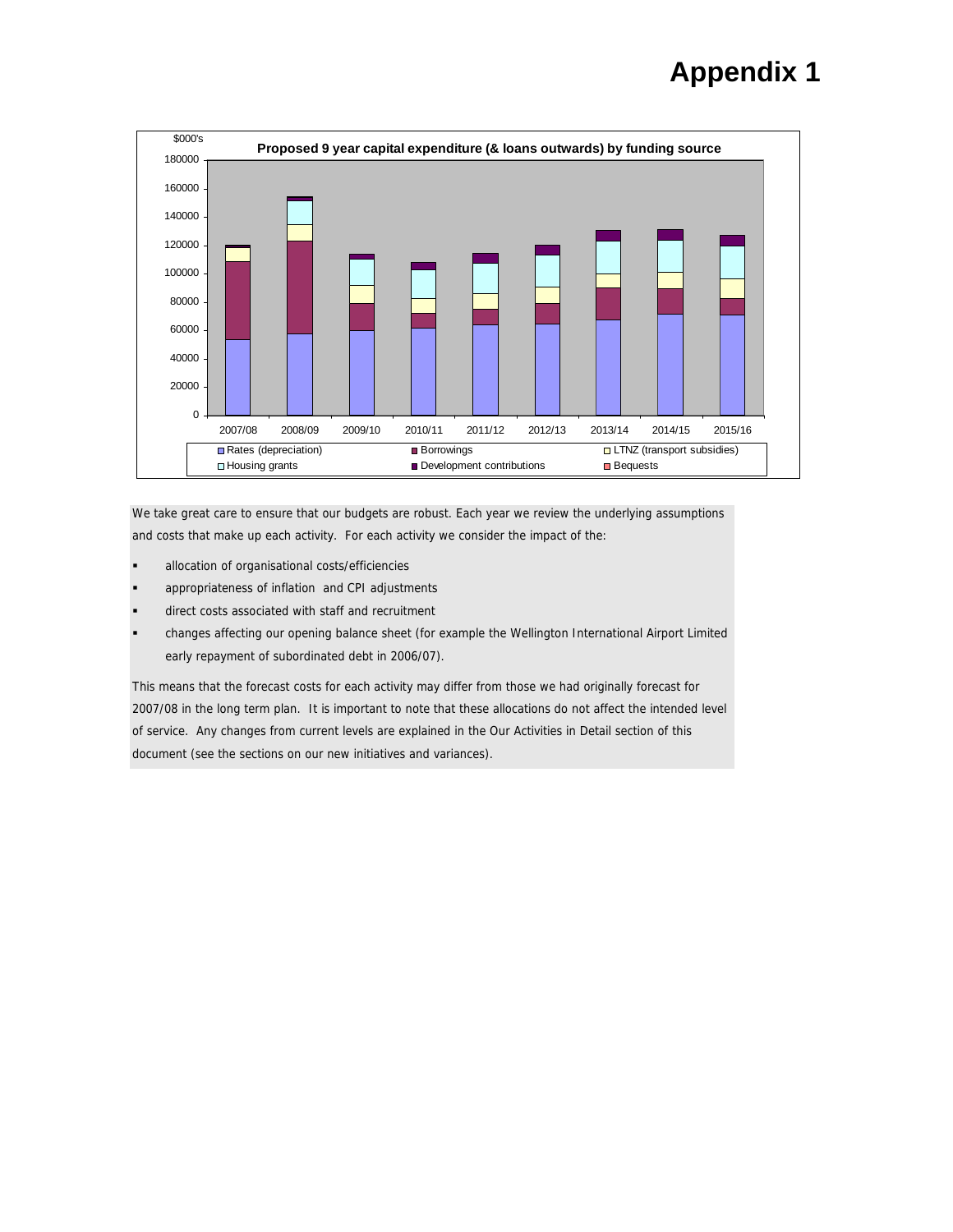# Appendix 1

$000's

Proposed 9 year capital expenditure (& loans outwards) by funding source

180000
160000
140000
120000
100000
80000
60000
40000
20000
0

2007/08 2008/09 2009/10 2010/11 2011/12 2012/13 2013/14 2014/15 2015/16

Rates (depreciation)
Borrowings
LTNZ (transport subsidies)
Housing grants
Development contributions
Bequests

We take great care to ensure that our budgets are robust. Each year we review the underlying assumptions and costs that make up each activity. For each activity we consider the impact of the:

- allocation of organisational costs/efficiencies
- appropriateness of inflation and CPI adjustments
- direct costs associated with staff and recruitment
- changes affecting our opening balance sheet (for example the Wellington International Airport Limited early repayment of subordinated debt in 2006/07).

This means that the forecast costs for each activity may differ from those we had originally forecast for 2007/08 in the long term plan. It is important to note that these allocations do not affect the intended level of service. Any changes from current levels are explained in the Our Activities in Detail section of this document (see the sections on our new initiatives and variances).